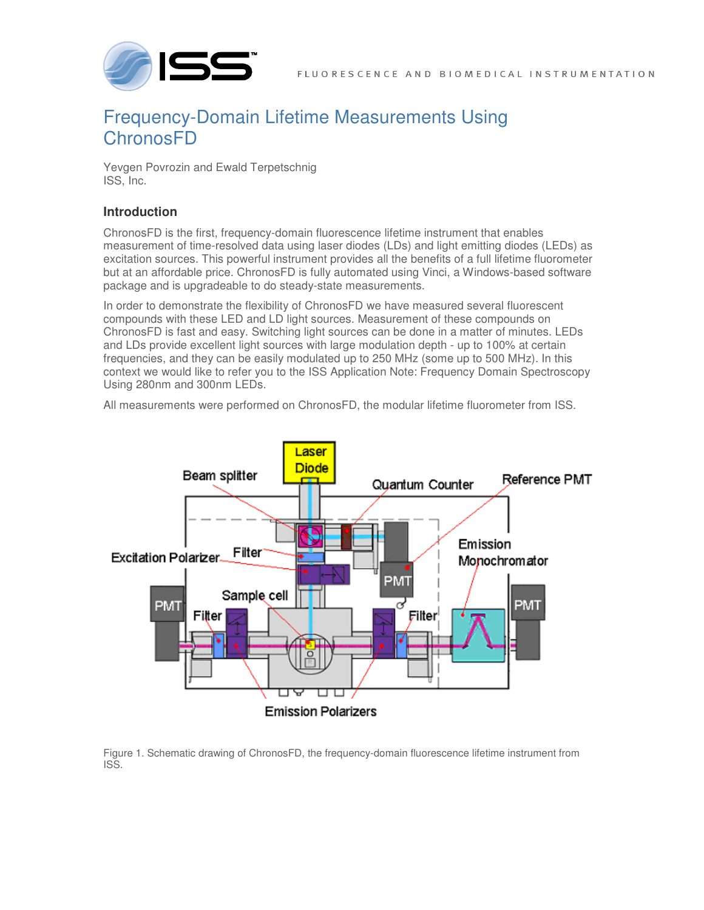# Frequency-Domain Lifetime Measurements Using ChronosFD

Yevgen Povrozin and Ewald Terpetschnig
ISS, Inc.

## Introduction

ChronosFD is the first, frequency-domain fluorescence lifetime instrument that enables measurement of time-resolved data using laser diodes (LDs) and light emitting diodes (LEDs) as excitation sources. This powerful instrument provides all the benefits of a full lifetime fluorometer but at an affordable price. ChronosFD is fully automated using Vinci, a Windows-based software package and is upgradeable to do steady-state measurements.

In order to demonstrate the flexibility of ChronosFD we have measured several fluorescent compounds with these LED and LD light sources. Measurement of these compounds on ChronosFD is fast and easy. Switching light sources can be done in a matter of minutes. LEDs and LDs provide excellent light sources with large modulation depth - up to 100% at certain frequencies, and they can be easily modulated up to 250 MHz (some up to 500 MHz). In this context we would like to refer you to the ISS Application Note: Frequency Domain Spectroscopy Using 280nm and 300nm LEDs.

All measurements were performed on ChronosFD, the modular lifetime fluorometer from ISS.

Figure 1. Schematic drawing of ChronosFD, the frequency-domain fluorescence lifetime instrument from ISS.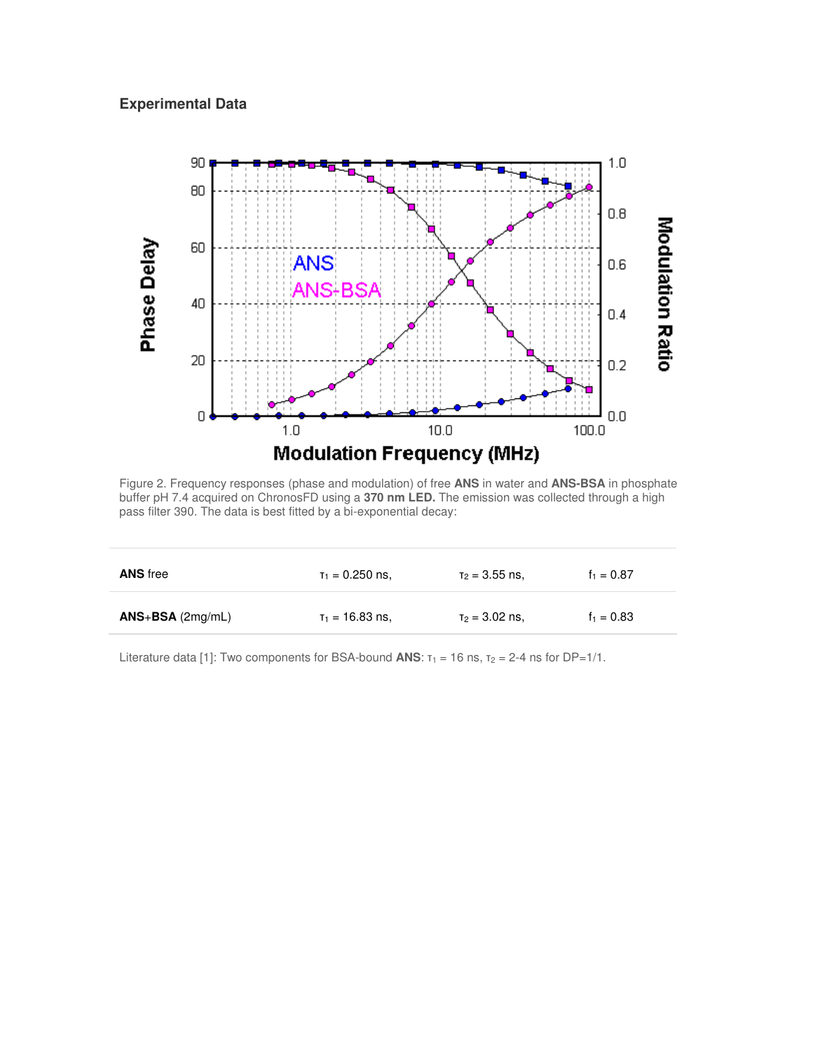### Experimental Data

Figure 2. Frequency responses (phase and modulation) of free **ANS** in water and **ANS-BSA** in phosphate buffer pH 7.4 acquired on ChronosFD using a **370 nm LED.** The emission was collected through a high pass filter 390. The data is best fitted by a bi-exponential decay:

| | | | |
|---|---|---|---|
| **ANS** free | $\tau_1$ = 0.250 ns, | $\tau_2$ = 3.55 ns, | $f_1$ = 0.87 |
| **ANS**+**BSA** (2mg/mL) | $\tau_1$ = 16.83 ns, | $\tau_2$ = 3.02 ns, | $f_1$ = 0.83 |

Literature data [1]: Two components for BSA-bound **ANS**: $\tau_1$ = 16 ns, $\tau_2$ = 2-4 ns for DP=1/1.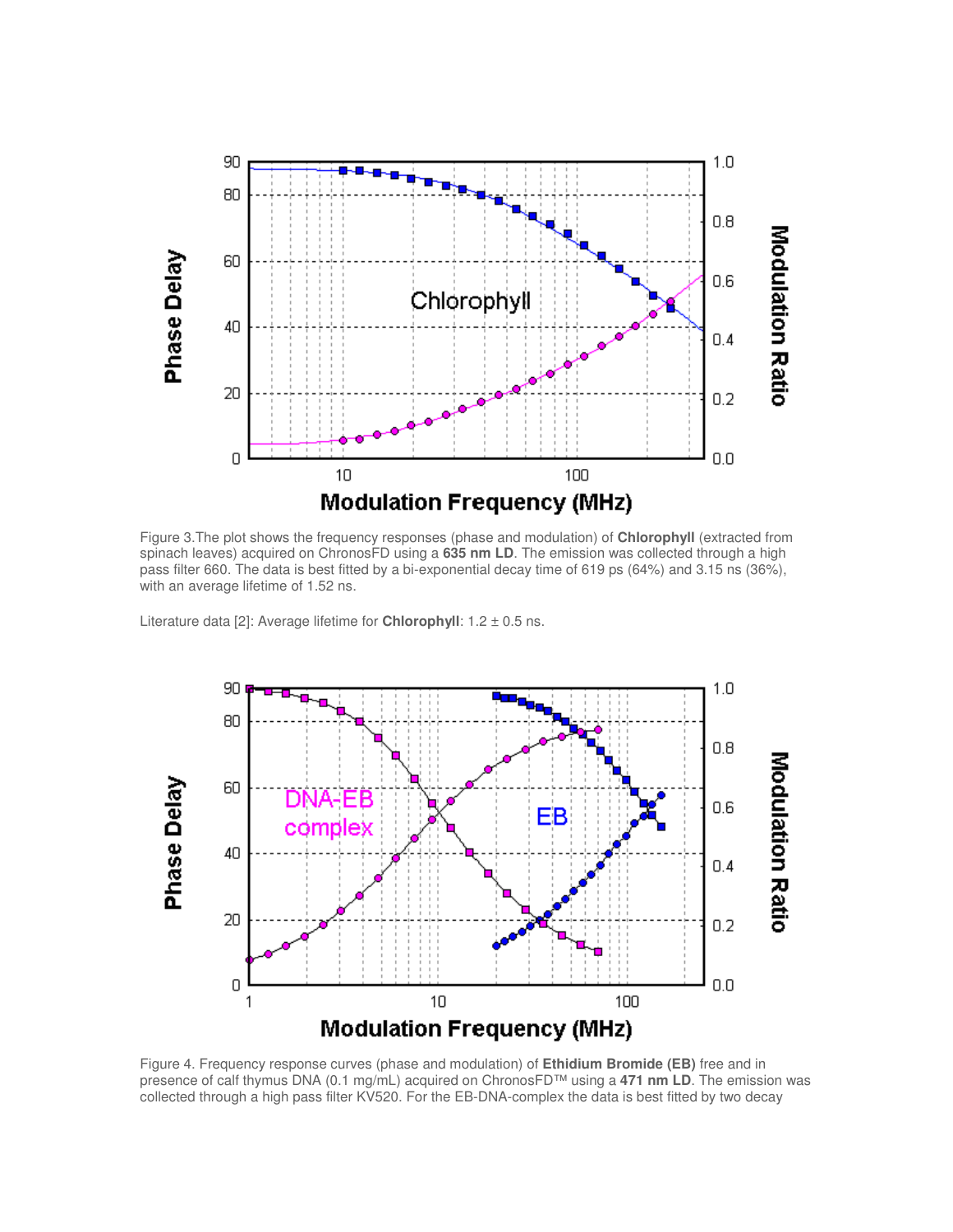Figure 3.The plot shows the frequency responses (phase and modulation) of **Chlorophyll** (extracted from spinach leaves) acquired on ChronosFD using a **635 nm LD**. The emission was collected through a high pass filter 660. The data is best fitted by a bi-exponential decay time of 619 ps (64%) and 3.15 ns (36%), with an average lifetime of 1.52 ns.

Literature data [2]: Average lifetime for **Chlorophyll**: 1.2 ± 0.5 ns.

Figure 4. Frequency response curves (phase and modulation) of **Ethidium Bromide (EB)** free and in presence of calf thymus DNA (0.1 mg/mL) acquired on ChronosFD™ using a **471 nm LD**. The emission was collected through a high pass filter KV520. For the EB-DNA-complex the data is best fitted by two decay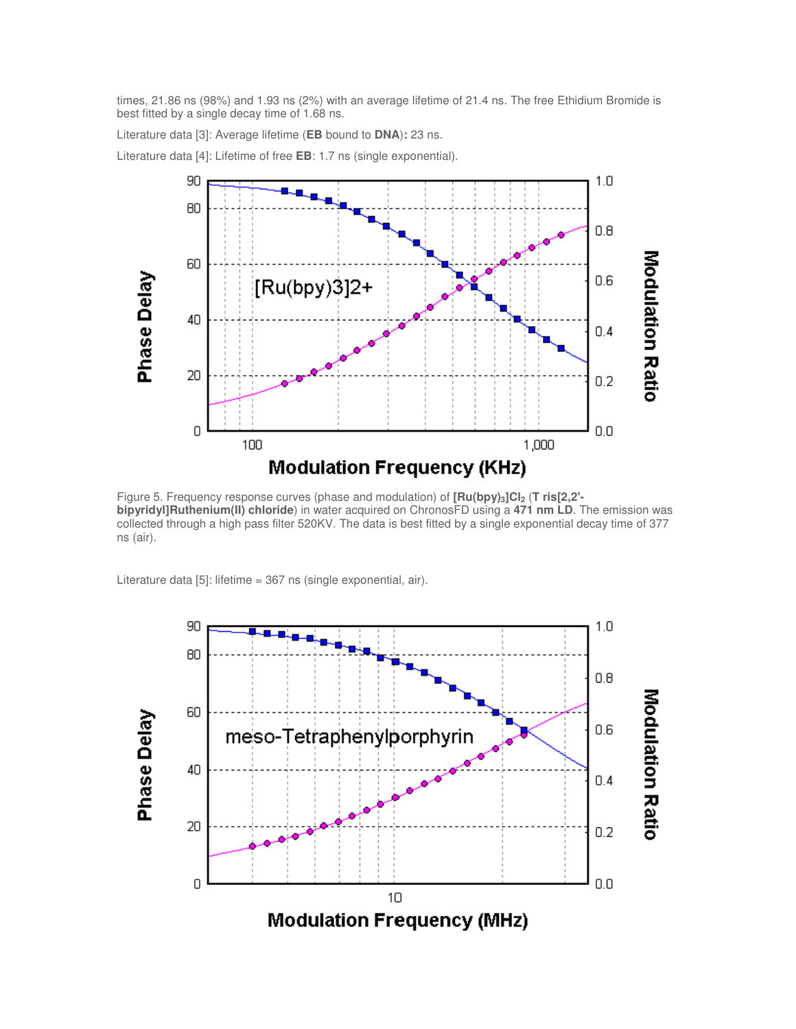times, 21.86 ns (98%) and 1.93 ns (2%) with an average lifetime of 21.4 ns. The free Ethidium Bromide is best fitted by a single decay time of 1.68 ns.

Literature data [3]: Average lifetime (**EB** bound to **DNA**)**:** 23 ns.

Literature data [4]: Lifetime of free **EB**: 1.7 ns (single exponential).

Figure 5. Frequency response curves (phase and modulation) of **$[Ru(bpy)_3]Cl_2$** (**Tris[2,2'-bipyridyl]Ruthenium(II) chloride**) in water acquired on ChronosFD using a **471 nm LD**. The emission was collected through a high pass filter 520KV. The data is best fitted by a single exponential decay time of 377 ns (air).

Literature data [5]: lifetime = 367 ns (single exponential, air).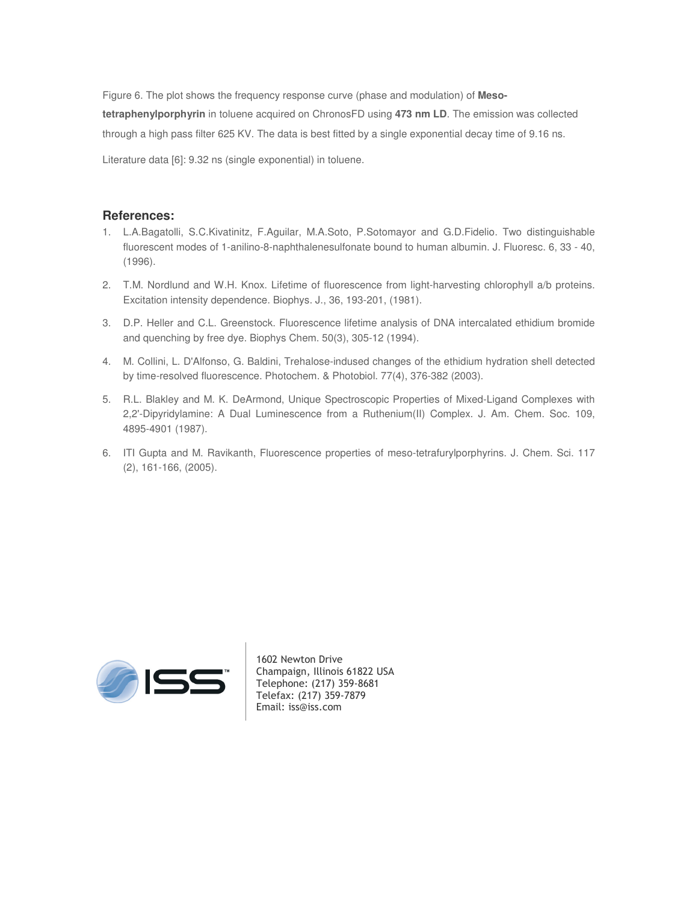Figure 6. The plot shows the frequency response curve (phase and modulation) of **Meso-tetraphenylporphyrin** in toluene acquired on ChronosFD using **473 nm LD**. The emission was collected through a high pass filter 625 KV. The data is best fitted by a single exponential decay time of 9.16 ns.

Literature data [6]: 9.32 ns (single exponential) in toluene.

## References:

1. L.A.Bagatolli, S.C.Kivatinitz, F.Aguilar, M.A.Soto, P.Sotomayor and G.D.Fidelio. Two distinguishable fluorescent modes of 1-anilino-8-naphthalenesulfonate bound to human albumin. J. Fluoresc. 6, 33 - 40, (1996).
2. T.M. Nordlund and W.H. Knox. Lifetime of fluorescence from light-harvesting chlorophyll a/b proteins. Excitation intensity dependence. Biophys. J., 36, 193-201, (1981).
3. D.P. Heller and C.L. Greenstock. Fluorescence lifetime analysis of DNA intercalated ethidium bromide and quenching by free dye. Biophys Chem. 50(3), 305-12 (1994).
4. M. Collini, L. D'Alfonso, G. Baldini, Trehalose-indused changes of the ethidium hydration shell detected by time-resolved fluorescence. Photochem. & Photobiol. 77(4), 376-382 (2003).
5. R.L. Blakley and M. K. DeArmond, Unique Spectroscopic Properties of Mixed-Ligand Complexes with 2,2'-Dipyridylamine: A Dual Luminescence from a Ruthenium(II) Complex. J. Am. Chem. Soc. 109, 4895-4901 (1987).
6. ITI Gupta and M. Ravikanth, Fluorescence properties of meso-tetrafurylporphyrins. J. Chem. Sci. 117 (2), 161-166, (2005).

ISS™

1602 Newton Drive
Champaign, Illinois 61822 USA
Telephone: (217) 359-8681
Telefax: (217) 359-7879
Email: iss@iss.com